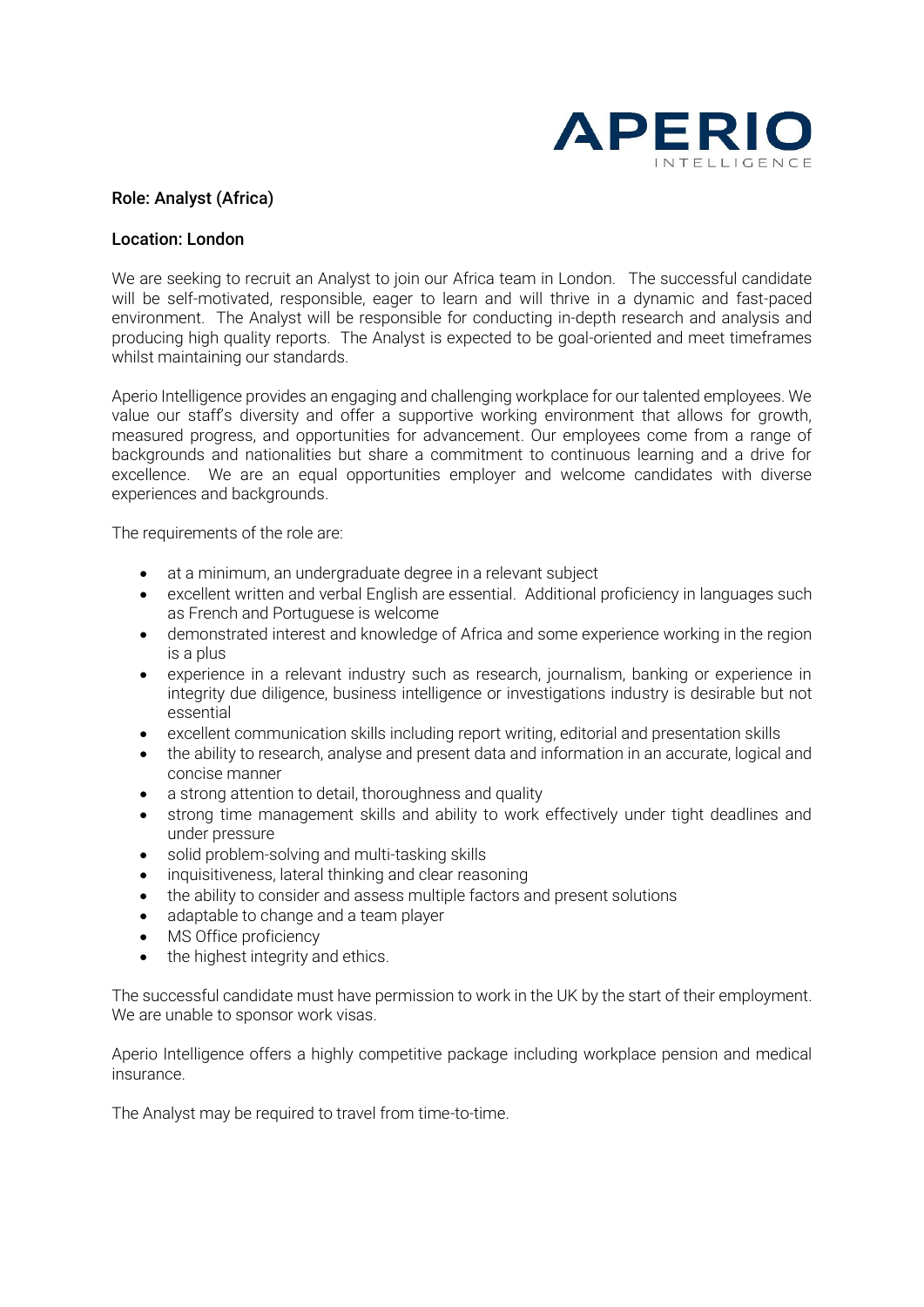APERIO
INTELLIGENCE

## Role: Analyst (Africa)

## Location: London

We are seeking to recruit an Analyst to join our Africa team in London. The successful candidate will be self-motivated, responsible, eager to learn and will thrive in a dynamic and fast-paced environment. The Analyst will be responsible for conducting in-depth research and analysis and producing high quality reports. The Analyst is expected to be goal-oriented and meet timeframes whilst maintaining our standards.

Aperio Intelligence provides an engaging and challenging workplace for our talented employees. We value our staff's diversity and offer a supportive working environment that allows for growth, measured progress, and opportunities for advancement. Our employees come from a range of backgrounds and nationalities but share a commitment to continuous learning and a drive for excellence. We are an equal opportunities employer and welcome candidates with diverse experiences and backgrounds.

The requirements of the role are:

- at a minimum, an undergraduate degree in a relevant subject
- excellent written and verbal English are essential. Additional proficiency in languages such as French and Portuguese is welcome
- demonstrated interest and knowledge of Africa and some experience working in the region is a plus
- experience in a relevant industry such as research, journalism, banking or experience in integrity due diligence, business intelligence or investigations industry is desirable but not essential
- excellent communication skills including report writing, editorial and presentation skills
- the ability to research, analyse and present data and information in an accurate, logical and concise manner
- a strong attention to detail, thoroughness and quality
- strong time management skills and ability to work effectively under tight deadlines and under pressure
- solid problem-solving and multi-tasking skills
- inquisitiveness, lateral thinking and clear reasoning
- the ability to consider and assess multiple factors and present solutions
- adaptable to change and a team player
- MS Office proficiency
- the highest integrity and ethics.

The successful candidate must have permission to work in the UK by the start of their employment. We are unable to sponsor work visas.

Aperio Intelligence offers a highly competitive package including workplace pension and medical insurance.

The Analyst may be required to travel from time-to-time.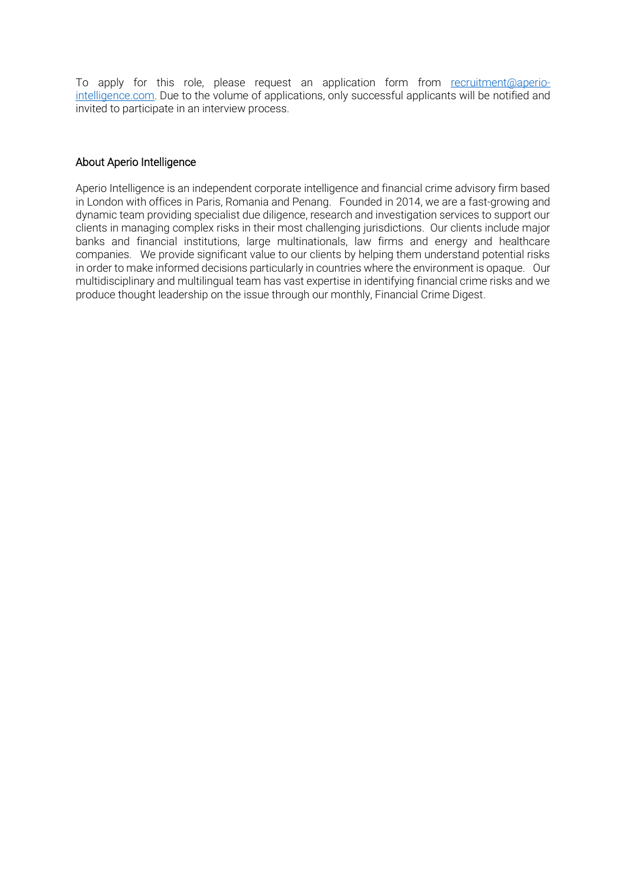To apply for this role, please request an application form from [recruitment@aperio-intelligence.com](mailto:recruitment@aperio-intelligence.com). Due to the volume of applications, only successful applicants will be notified and invited to participate in an interview process.

## About Aperio Intelligence

Aperio Intelligence is an independent corporate intelligence and financial crime advisory firm based in London with offices in Paris, Romania and Penang. Founded in 2014, we are a fast-growing and dynamic team providing specialist due diligence, research and investigation services to support our clients in managing complex risks in their most challenging jurisdictions. Our clients include major banks and financial institutions, large multinationals, law firms and energy and healthcare companies. We provide significant value to our clients by helping them understand potential risks in order to make informed decisions particularly in countries where the environment is opaque. Our multidisciplinary and multilingual team has vast expertise in identifying financial crime risks and we produce thought leadership on the issue through our monthly, Financial Crime Digest.